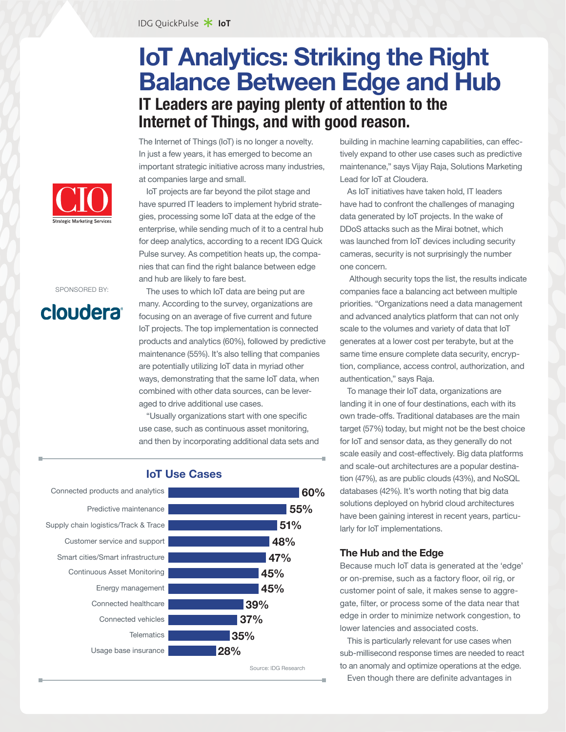IDG QuickPulse * IoT

# IoT Analytics: Striking the Right Balance Between Edge and Hub

## IT Leaders are paying plenty of attention to the Internet of Things, and with good reason.

CIO Strategic Marketing Services

SPONSORED BY:

cloudera

The Internet of Things (IoT) is no longer a novelty. In just a few years, it has emerged to become an important strategic initiative across many industries, at companies large and small.

IoT projects are far beyond the pilot stage and have spurred IT leaders to implement hybrid strategies, processing some IoT data at the edge of the enterprise, while sending much of it to a central hub for deep analytics, according to a recent IDG Quick Pulse survey. As competition heats up, the companies that can find the right balance between edge and hub are likely to fare best.

The uses to which IoT data are being put are many. According to the survey, organizations are focusing on an average of five current and future IoT projects. The top implementation is connected products and analytics (60%), followed by predictive maintenance (55%). It's also telling that companies are potentially utilizing IoT data in myriad other ways, demonstrating that the same IoT data, when combined with other data sources, can be leveraged to drive additional use cases.

"Usually organizations start with one specific use case, such as continuous asset monitoring, and then by incorporating additional data sets and building in machine learning capabilities, can effectively expand to other use cases such as predictive maintenance," says Vijay Raja, Solutions Marketing Lead for IoT at Cloudera.

As IoT initiatives have taken hold, IT leaders have had to confront the challenges of managing data generated by IoT projects. In the wake of DDoS attacks such as the Mirai botnet, which was launched from IoT devices including security cameras, security is not surprisingly the number one concern.

Although security tops the list, the results indicate companies face a balancing act between multiple priorities. "Organizations need a data management and advanced analytics platform that can not only scale to the volumes and variety of data that IoT generates at a lower cost per terabyte, but at the same time ensure complete data security, encryption, compliance, access control, authorization, and authentication," says Raja.

To manage their IoT data, organizations are landing it in one of four destinations, each with its own trade-offs. Traditional databases are the main target (57%) today, but might not be the best choice for IoT and sensor data, as they generally do not scale easily and cost-effectively. Big data platforms and scale-out architectures are a popular destination (47%), as are public clouds (43%), and NoSQL databases (42%). It's worth noting that big data solutions deployed on hybrid cloud architectures have been gaining interest in recent years, particularly for IoT implementations.

### IoT Use Cases

Connected products and analytics 60%
Predictive maintenance 55%
Supply chain logistics/Track & Trace 51%
Customer service and support 48%
Smart cities/Smart infrastructure 47%
Continuous Asset Monitoring 45%
Energy management 45%
Connected healthcare 39%
Connected vehicles 37%
Telematics 35%
Usage base insurance 28%

Source: IDG Research

### The Hub and the Edge

Because much IoT data is generated at the 'edge' or on-premise, such as a factory floor, oil rig, or customer point of sale, it makes sense to aggregate, filter, or process some of the data near that edge in order to minimize network congestion, to lower latencies and associated costs.

This is particularly relevant for use cases when sub-millisecond response times are needed to react to an anomaly and optimize operations at the edge.

Even though there are definite advantages in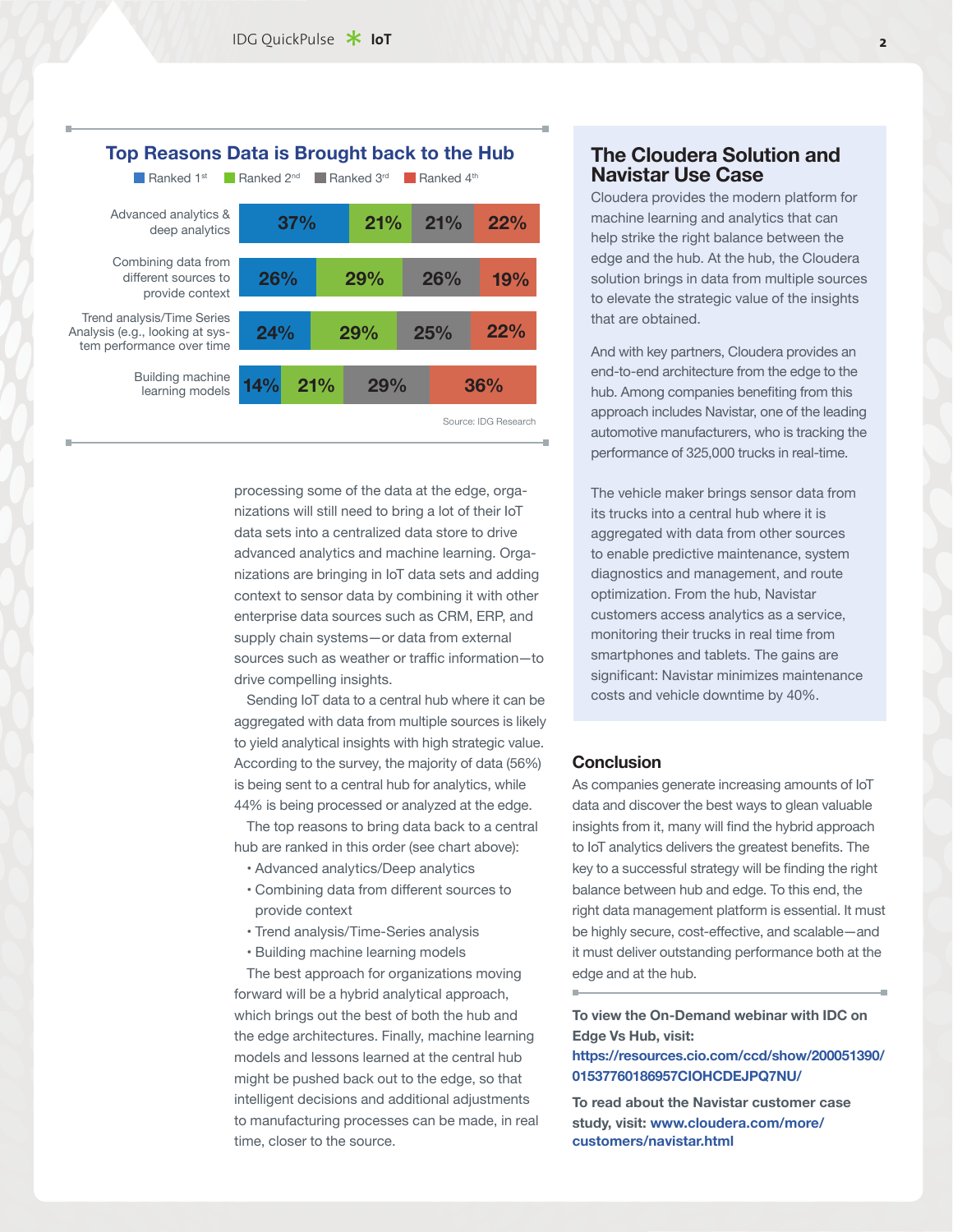## Top Reasons Data is Brought back to the Hub

Ranked 1st  Ranked 2nd  Ranked 3rd  Ranked 4th

Advanced analytics & deep analytics
37% 21% 21% 22%

Combining data from different sources to provide context
26% 29% 26% 19%

Trend analysis/Time Series Analysis (e.g., looking at system performance over time
24% 29% 25% 22%

Building machine learning models
14% 21% 29% 36%

Source: IDG Research

processing some of the data at the edge, organizations will still need to bring a lot of their IoT data sets into a centralized data store to drive advanced analytics and machine learning. Organizations are bringing in IoT data sets and adding context to sensor data by combining it with other enterprise data sources such as CRM, ERP, and supply chain systems—or data from external sources such as weather or traffic information—to drive compelling insights.

Sending IoT data to a central hub where it can be aggregated with data from multiple sources is likely to yield analytical insights with high strategic value. According to the survey, the majority of data (56%) is being sent to a central hub for analytics, while 44% is being processed or analyzed at the edge.

The top reasons to bring data back to a central hub are ranked in this order (see chart above):

- Advanced analytics/Deep analytics
- Combining data from different sources to provide context
- Trend analysis/Time-Series analysis
- Building machine learning models

The best approach for organizations moving forward will be a hybrid analytical approach, which brings out the best of both the hub and the edge architectures. Finally, machine learning models and lessons learned at the central hub might be pushed back out to the edge, so that intelligent decisions and additional adjustments to manufacturing processes can be made, in real time, closer to the source.

## The Cloudera Solution and Navistar Use Case

Cloudera provides the modern platform for machine learning and analytics that can help strike the right balance between the edge and the hub. At the hub, the Cloudera solution brings in data from multiple sources to elevate the strategic value of the insights that are obtained.

And with key partners, Cloudera provides an end-to-end architecture from the edge to the hub. Among companies benefiting from this approach includes Navistar, one of the leading automotive manufacturers, who is tracking the performance of 325,000 trucks in real-time.

The vehicle maker brings sensor data from its trucks into a central hub where it is aggregated with data from other sources to enable predictive maintenance, system diagnostics and management, and route optimization. From the hub, Navistar customers access analytics as a service, monitoring their trucks in real time from smartphones and tablets. The gains are significant: Navistar minimizes maintenance costs and vehicle downtime by 40%.

## Conclusion

As companies generate increasing amounts of IoT data and discover the best ways to glean valuable insights from it, many will find the hybrid approach to IoT analytics delivers the greatest benefits. The key to a successful strategy will be finding the right balance between hub and edge. To this end, the right data management platform is essential. It must be highly secure, cost-effective, and scalable—and it must deliver outstanding performance both at the edge and at the hub.

**To view the On-Demand webinar with IDC on Edge Vs Hub, visit:**
**https://resources.cio.com/ccd/show/200051390/01537760186957CIOHCDEJPQ7NU/**

**To read about the Navistar customer case study, visit: www.cloudera.com/more/customers/navistar.html**